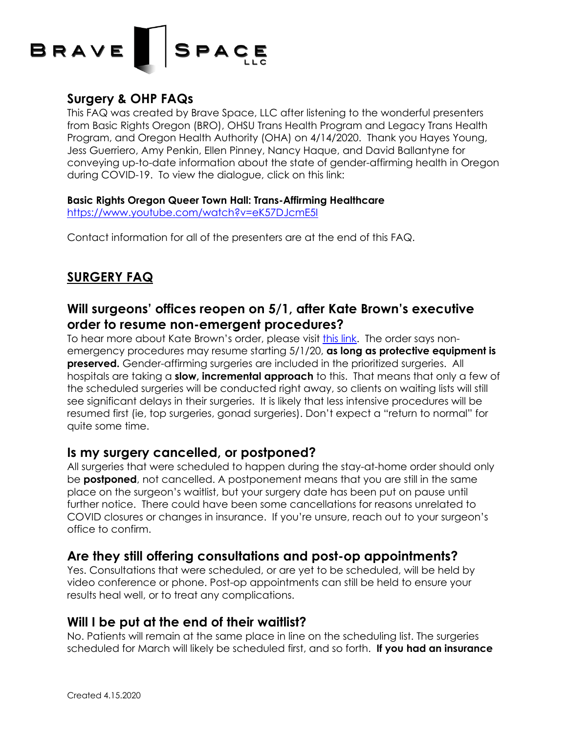BRAVE SPACE LLC

## Surgery & OHP FAQs

This FAQ was created by Brave Space, LLC after listening to the wonderful presenters from Basic Rights Oregon (BRO), OHSU Trans Health Program and Legacy Trans Health Program, and Oregon Health Authority (OHA) on 4/14/2020. Thank you Hayes Young, Jess Guerriero, Amy Penkin, Ellen Pinney, Nancy Haque, and David Ballantyne for conveying up-to-date information about the state of gender-affirming health in Oregon during COVID-19. To view the dialogue, click on this link:

**Basic Rights Oregon Queer Town Hall: Trans-Affirming Healthcare**
https://www.youtube.com/watch?v=eK57DJcmE5I

Contact information for all of the presenters are at the end of this FAQ.

## SURGERY FAQ

### Will surgeons' offices reopen on 5/1, after Kate Brown's executive order to resume non-emergent procedures?

To hear more about Kate Brown's order, please visit [this link](). The order says non-emergency procedures may resume starting 5/1/20, **as long as protective equipment is preserved.** Gender-affirming surgeries are included in the prioritized surgeries. All hospitals are taking a **slow, incremental approach** to this. That means that only a few of the scheduled surgeries will be conducted right away, so clients on waiting lists will still see significant delays in their surgeries. It is likely that less intensive procedures will be resumed first (ie, top surgeries, gonad surgeries). Don't expect a "return to normal" for quite some time.

### Is my surgery cancelled, or postponed?

All surgeries that were scheduled to happen during the stay-at-home order should only be **postponed**, not cancelled. A postponement means that you are still in the same place on the surgeon's waitlist, but your surgery date has been put on pause until further notice. There could have been some cancellations for reasons unrelated to COVID closures or changes in insurance. If you're unsure, reach out to your surgeon's office to confirm.

### Are they still offering consultations and post-op appointments?

Yes. Consultations that were scheduled, or are yet to be scheduled, will be held by video conference or phone. Post-op appointments can still be held to ensure your results heal well, or to treat any complications.

### Will I be put at the end of their waitlist?

No. Patients will remain at the same place in line on the scheduling list. The surgeries scheduled for March will likely be scheduled first, and so forth. **If you had an insurance**

Created 4.15.2020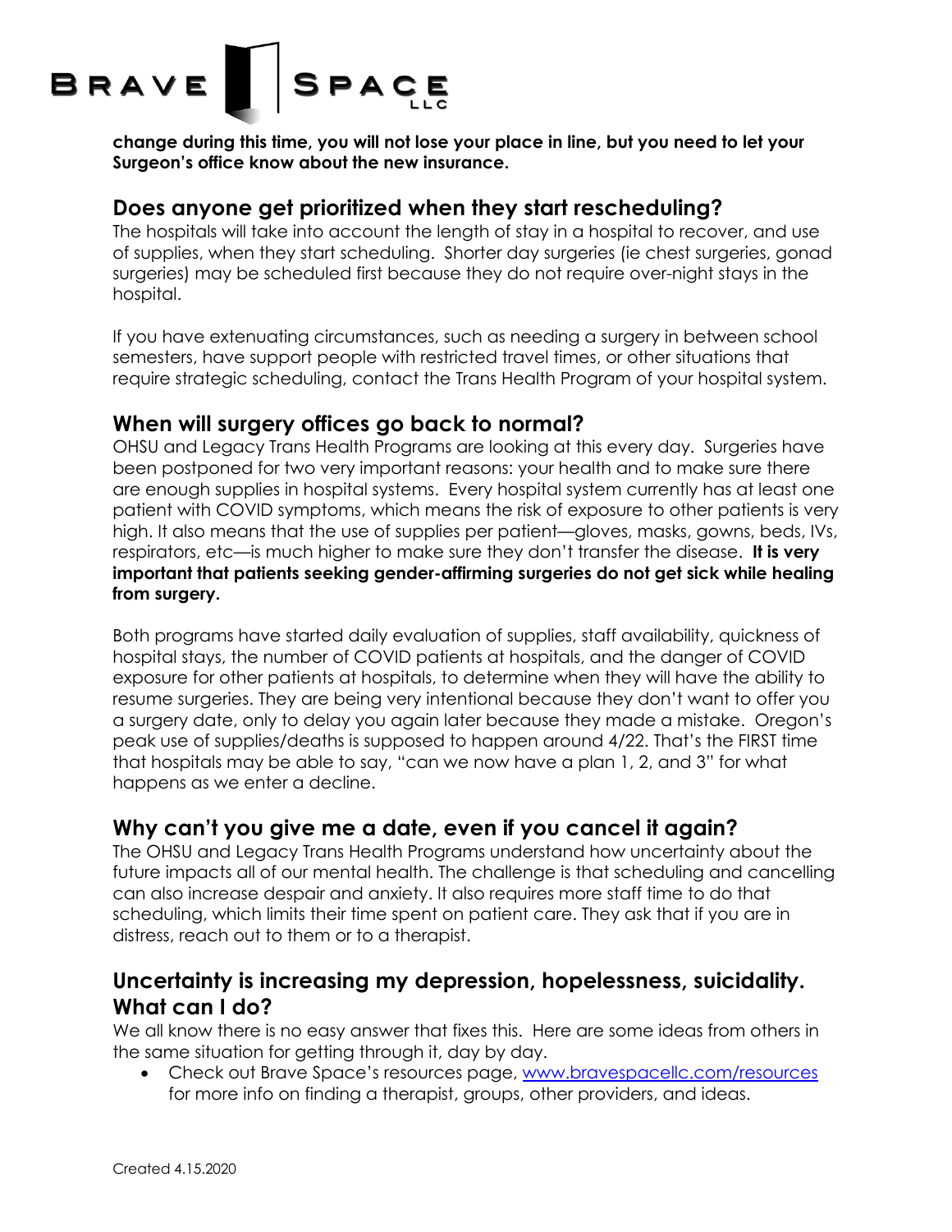**change during this time, you will not lose your place in line, but you need to let your Surgeon's office know about the new insurance.**

## Does anyone get prioritized when they start rescheduling?

The hospitals will take into account the length of stay in a hospital to recover, and use of supplies, when they start scheduling. Shorter day surgeries (ie chest surgeries, gonad surgeries) may be scheduled first because they do not require over-night stays in the hospital.

If you have extenuating circumstances, such as needing a surgery in between school semesters, have support people with restricted travel times, or other situations that require strategic scheduling, contact the Trans Health Program of your hospital system.

## When will surgery offices go back to normal?

OHSU and Legacy Trans Health Programs are looking at this every day. Surgeries have been postponed for two very important reasons: your health and to make sure there are enough supplies in hospital systems. Every hospital system currently has at least one patient with COVID symptoms, which means the risk of exposure to other patients is very high. It also means that the use of supplies per patient—gloves, masks, gowns, beds, IVs, respirators, etc—is much higher to make sure they don't transfer the disease. **It is very important that patients seeking gender-affirming surgeries do not get sick while healing from surgery.**

Both programs have started daily evaluation of supplies, staff availability, quickness of hospital stays, the number of COVID patients at hospitals, and the danger of COVID exposure for other patients at hospitals, to determine when they will have the ability to resume surgeries. They are being very intentional because they don't want to offer you a surgery date, only to delay you again later because they made a mistake. Oregon's peak use of supplies/deaths is supposed to happen around 4/22. That's the FIRST time that hospitals may be able to say, "can we now have a plan 1, 2, and 3" for what happens as we enter a decline.

## Why can't you give me a date, even if you cancel it again?

The OHSU and Legacy Trans Health Programs understand how uncertainty about the future impacts all of our mental health. The challenge is that scheduling and cancelling can also increase despair and anxiety. It also requires more staff time to do that scheduling, which limits their time spent on patient care. They ask that if you are in distress, reach out to them or to a therapist.

## Uncertainty is increasing my depression, hopelessness, suicidality. What can I do?

We all know there is no easy answer that fixes this. Here are some ideas from others in the same situation for getting through it, day by day.

- Check out Brave Space's resources page, [www.bravespacellc.com/resources](www.bravespacellc.com/resources) for more info on finding a therapist, groups, other providers, and ideas.

Created 4.15.2020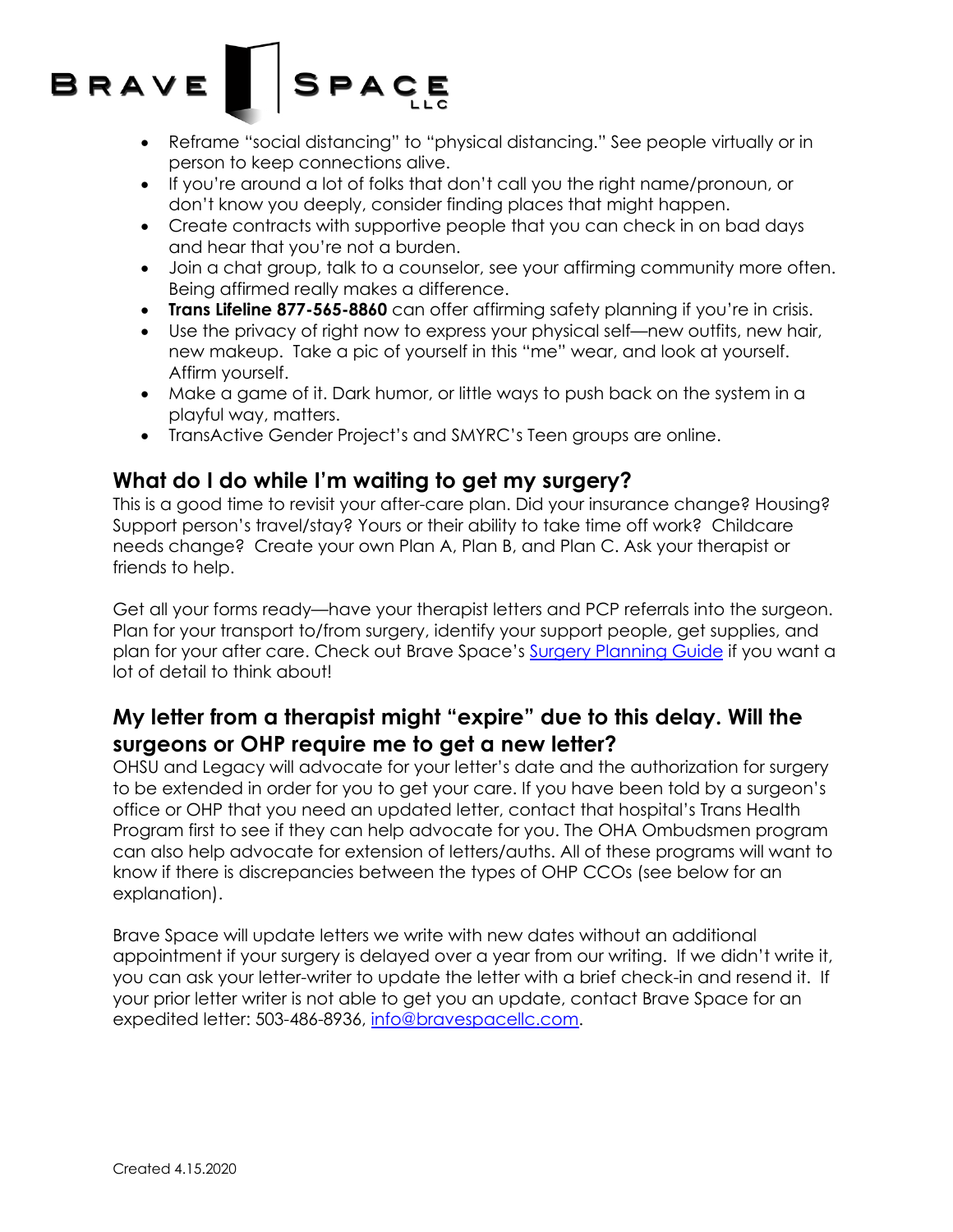- Reframe "social distancing" to "physical distancing." See people virtually or in person to keep connections alive.
- If you're around a lot of folks that don't call you the right name/pronoun, or don't know you deeply, consider finding places that might happen.
- Create contracts with supportive people that you can check in on bad days and hear that you're not a burden.
- Join a chat group, talk to a counselor, see your affirming community more often. Being affirmed really makes a difference.
- **Trans Lifeline 877-565-8860** can offer affirming safety planning if you're in crisis.
- Use the privacy of right now to express your physical self—new outfits, new hair, new makeup. Take a pic of yourself in this "me" wear, and look at yourself. Affirm yourself.
- Make a game of it. Dark humor, or little ways to push back on the system in a playful way, matters.
- TransActive Gender Project's and SMYRC's Teen groups are online.

## What do I do while I'm waiting to get my surgery?

This is a good time to revisit your after-care plan. Did your insurance change? Housing? Support person's travel/stay? Yours or their ability to take time off work? Childcare needs change? Create your own Plan A, Plan B, and Plan C. Ask your therapist or friends to help.

Get all your forms ready—have your therapist letters and PCP referrals into the surgeon. Plan for your transport to/from surgery, identify your support people, get supplies, and plan for your after care. Check out Brave Space's Surgery Planning Guide if you want a lot of detail to think about!

## My letter from a therapist might "expire" due to this delay. Will the surgeons or OHP require me to get a new letter?

OHSU and Legacy will advocate for your letter's date and the authorization for surgery to be extended in order for you to get your care. If you have been told by a surgeon's office or OHP that you need an updated letter, contact that hospital's Trans Health Program first to see if they can help advocate for you. The OHA Ombudsmen program can also help advocate for extension of letters/auths. All of these programs will want to know if there is discrepancies between the types of OHP CCOs (see below for an explanation).

Brave Space will update letters we write with new dates without an additional appointment if your surgery is delayed over a year from our writing. If we didn't write it, you can ask your letter-writer to update the letter with a brief check-in and resend it. If your prior letter writer is not able to get you an update, contact Brave Space for an expedited letter: 503-486-8936, info@bravespacellc.com.

Created 4.15.2020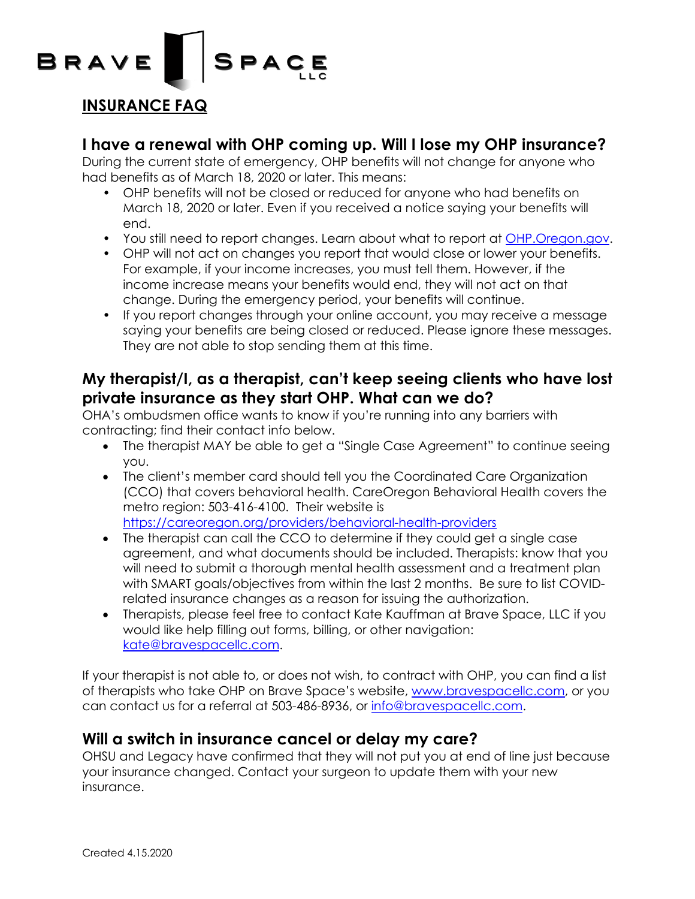BRAVE SPACE LLC

## INSURANCE FAQ

### I have a renewal with OHP coming up. Will I lose my OHP insurance?

During the current state of emergency, OHP benefits will not change for anyone who had benefits as of March 18, 2020 or later. This means:

- OHP benefits will not be closed or reduced for anyone who had benefits on March 18, 2020 or later. Even if you received a notice saying your benefits will end.
- You still need to report changes. Learn about what to report at OHP.Oregon.gov.
- OHP will not act on changes you report that would close or lower your benefits. For example, if your income increases, you must tell them. However, if the income increase means your benefits would end, they will not act on that change. During the emergency period, your benefits will continue.
- If you report changes through your online account, you may receive a message saying your benefits are being closed or reduced. Please ignore these messages. They are not able to stop sending them at this time.

### My therapist/I, as a therapist, can't keep seeing clients who have lost private insurance as they start OHP. What can we do?

OHA's ombudsmen office wants to know if you're running into any barriers with contracting; find their contact info below.

- The therapist MAY be able to get a "Single Case Agreement" to continue seeing you.
- The client's member card should tell you the Coordinated Care Organization (CCO) that covers behavioral health. CareOregon Behavioral Health covers the metro region: 503-416-4100. Their website is https://careoregon.org/providers/behavioral-health-providers
- The therapist can call the CCO to determine if they could get a single case agreement, and what documents should be included. Therapists: know that you will need to submit a thorough mental health assessment and a treatment plan with SMART goals/objectives from within the last 2 months. Be sure to list COVID-related insurance changes as a reason for issuing the authorization.
- Therapists, please feel free to contact Kate Kauffman at Brave Space, LLC if you would like help filling out forms, billing, or other navigation: kate@bravespacellc.com.

If your therapist is not able to, or does not wish, to contract with OHP, you can find a list of therapists who take OHP on Brave Space's website, www.bravespacellc.com, or you can contact us for a referral at 503-486-8936, or info@bravespacellc.com.

### Will a switch in insurance cancel or delay my care?

OHSU and Legacy have confirmed that they will not put you at end of line just because your insurance changed. Contact your surgeon to update them with your new insurance.

Created 4.15.2020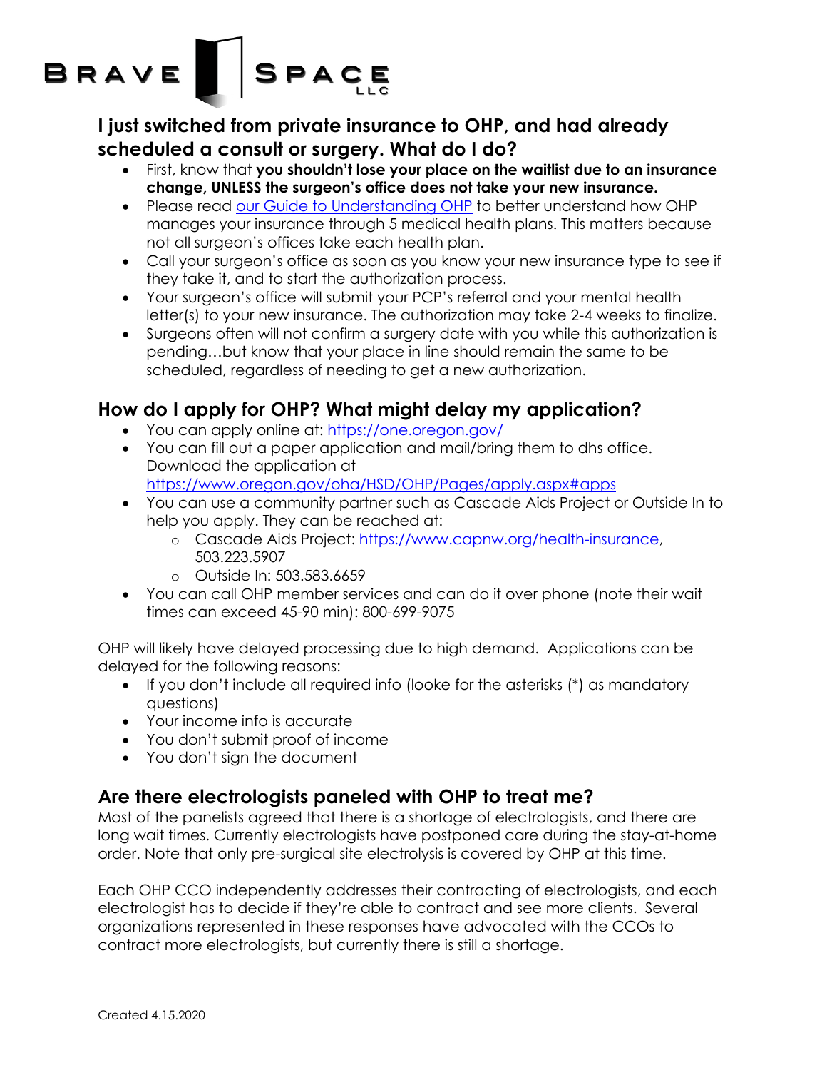BRAVE SPACE LLC

## I just switched from private insurance to OHP, and had already scheduled a consult or surgery. What do I do?

- First, know that **you shouldn't lose your place on the waitlist due to an insurance change, UNLESS the surgeon's office does not take your new insurance.**
- Please read [our Guide to Understanding OHP](#) to better understand how OHP manages your insurance through 5 medical health plans. This matters because not all surgeon's offices take each health plan.
- Call your surgeon's office as soon as you know your new insurance type to see if they take it, and to start the authorization process.
- Your surgeon's office will submit your PCP's referral and your mental health letter(s) to your new insurance. The authorization may take 2-4 weeks to finalize.
- Surgeons often will not confirm a surgery date with you while this authorization is pending…but know that your place in line should remain the same to be scheduled, regardless of needing to get a new authorization.

## How do I apply for OHP? What might delay my application?

- You can apply online at: https://one.oregon.gov/
- You can fill out a paper application and mail/bring them to dhs office. Download the application at https://www.oregon.gov/oha/HSD/OHP/Pages/apply.aspx#apps
- You can use a community partner such as Cascade Aids Project or Outside In to help you apply. They can be reached at:
  - Cascade Aids Project: https://www.capnw.org/health-insurance, 503.223.5907
  - Outside In: 503.583.6659
- You can call OHP member services and can do it over phone (note their wait times can exceed 45-90 min): 800-699-9075

OHP will likely have delayed processing due to high demand. Applications can be delayed for the following reasons:

- If you don't include all required info (looke for the asterisks (*) as mandatory questions)
- Your income info is accurate
- You don't submit proof of income
- You don't sign the document

## Are there electrologists paneled with OHP to treat me?

Most of the panelists agreed that there is a shortage of electrologists, and there are long wait times. Currently electrologists have postponed care during the stay-at-home order. Note that only pre-surgical site electrolysis is covered by OHP at this time.

Each OHP CCO independently addresses their contracting of electrologists, and each electrologist has to decide if they're able to contract and see more clients. Several organizations represented in these responses have advocated with the CCOs to contract more electrologists, but currently there is still a shortage.

Created 4.15.2020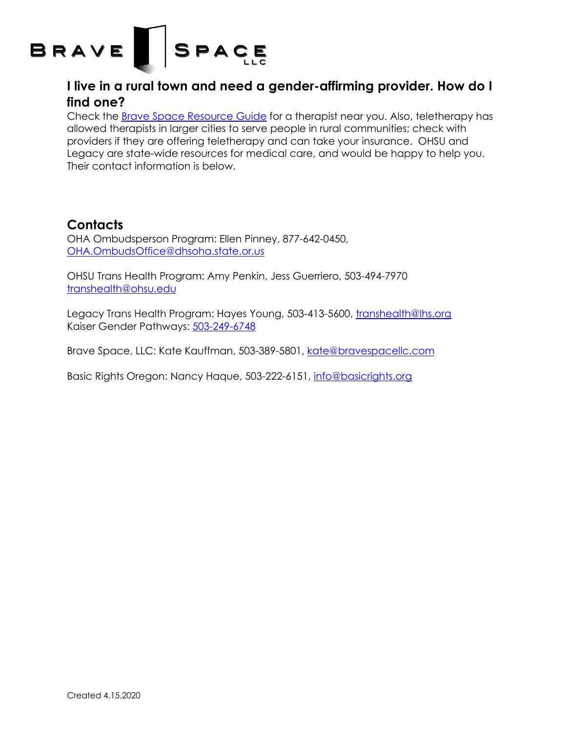## I live in a rural town and need a gender-affirming provider. How do I find one?

Check the Brave Space Resource Guide for a therapist near you. Also, teletherapy has allowed therapists in larger cities to serve people in rural communities; check with providers if they are offering teletherapy and can take your insurance. OHSU and Legacy are state-wide resources for medical care, and would be happy to help you. Their contact information is below.

## Contacts

OHA Ombudsperson Program: Ellen Pinney, 877-642-0450, OHA.OmbudsOffice@dhsoha.state.or.us

OHSU Trans Health Program: Amy Penkin, Jess Guerriero, 503-494-7970 transhealth@ohsu.edu

Legacy Trans Health Program: Hayes Young, 503-413-5600, transhealth@lhs.org
Kaiser Gender Pathways: 503-249-6748

Brave Space, LLC: Kate Kauffman, 503-389-5801, kate@bravespacellc.com

Basic Rights Oregon: Nancy Haque, 503-222-6151, info@basicrights.org

Created 4.15.2020